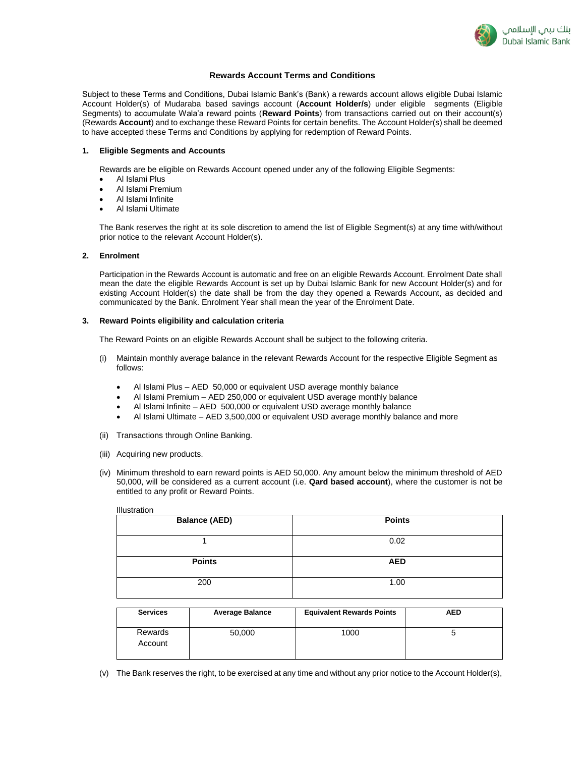## Rewards Account Terms and Conditions

Subject to these Terms and Conditions, Dubai Islamic Bank's (Bank) a rewards account allows eligible Dubai Islamic Account Holder(s) of Mudaraba based savings account (**Account Holder/s**) under eligible segments (Eligible Segments) to accumulate Wala'a reward points (**Reward Points**) from transactions carried out on their account(s) (Rewards **Account**) and to exchange these Reward Points for certain benefits. The Account Holder(s) shall be deemed to have accepted these Terms and Conditions by applying for redemption of Reward Points.

### 1. Eligible Segments and Accounts

Rewards are be eligible on Rewards Account opened under any of the following Eligible Segments:

- Al Islami Plus
- Al Islami Premium
- Al Islami Infinite
- Al Islami Ultimate

The Bank reserves the right at its sole discretion to amend the list of Eligible Segment(s) at any time with/without prior notice to the relevant Account Holder(s).

### 2. Enrolment

Participation in the Rewards Account is automatic and free on an eligible Rewards Account. Enrolment Date shall mean the date the eligible Rewards Account is set up by Dubai Islamic Bank for new Account Holder(s) and for existing Account Holder(s) the date shall be from the day they opened a Rewards Account, as decided and communicated by the Bank. Enrolment Year shall mean the year of the Enrolment Date.

### 3. Reward Points eligibility and calculation criteria

The Reward Points on an eligible Rewards Account shall be subject to the following criteria.

(i) Maintain monthly average balance in the relevant Rewards Account for the respective Eligible Segment as follows:

- Al Islami Plus – AED 50,000 or equivalent USD average monthly balance
- Al Islami Premium – AED 250,000 or equivalent USD average monthly balance
- Al Islami Infinite – AED 500,000 or equivalent USD average monthly balance
- Al Islami Ultimate – AED 3,500,000 or equivalent USD average monthly balance and more

(ii) Transactions through Online Banking.

(iii) Acquiring new products.

(iv) Minimum threshold to earn reward points is AED 50,000. Any amount below the minimum threshold of AED 50,000, will be considered as a current account (i.e. **Qard based account**), where the customer is not be entitled to any profit or Reward Points.

Illustration

| Balance (AED) | Points |
|---|---|
| 1 | 0.02 |
| **Points** | **AED** |
| 200 | 1.00 |

| Services | Average Balance | Equivalent Rewards Points | AED |
|---|---|---|---|
| Rewards Account | 50,000 | 1000 | 5 |

(v) The Bank reserves the right, to be exercised at any time and without any prior notice to the Account Holder(s),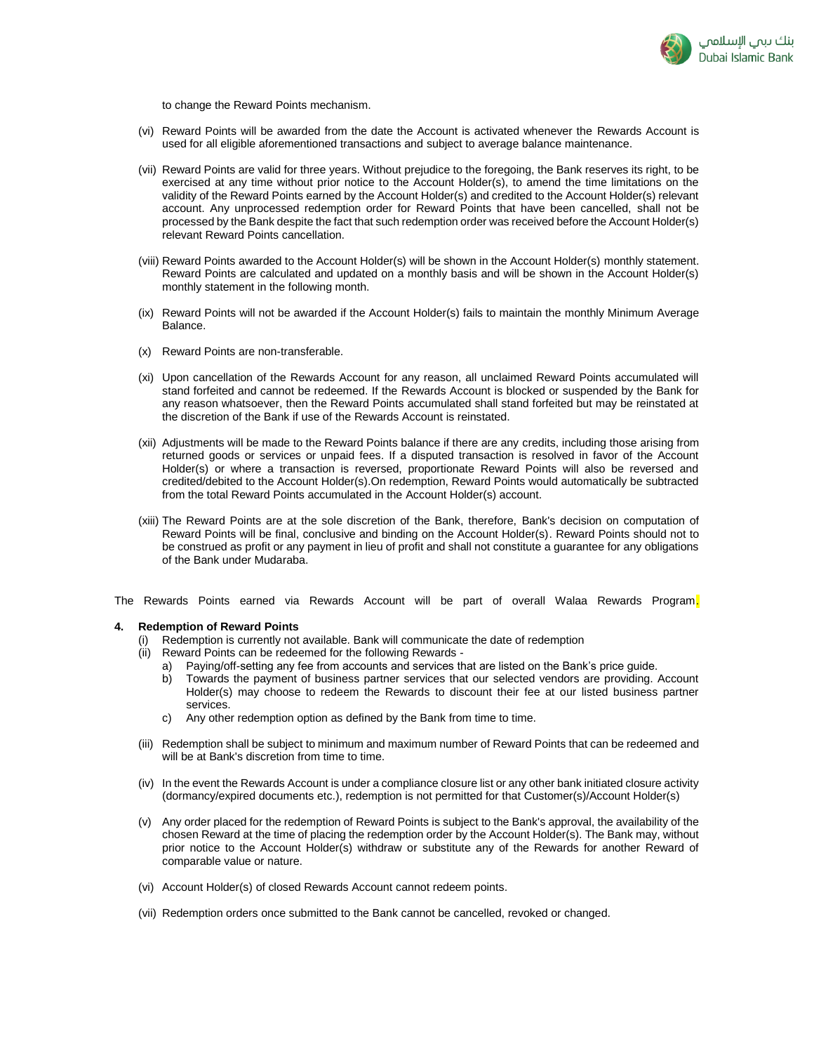to change the Reward Points mechanism.

(vi) Reward Points will be awarded from the date the Account is activated whenever the Rewards Account is used for all eligible aforementioned transactions and subject to average balance maintenance.

(vii) Reward Points are valid for three years. Without prejudice to the foregoing, the Bank reserves its right, to be exercised at any time without prior notice to the Account Holder(s), to amend the time limitations on the validity of the Reward Points earned by the Account Holder(s) and credited to the Account Holder(s) relevant account. Any unprocessed redemption order for Reward Points that have been cancelled, shall not be processed by the Bank despite the fact that such redemption order was received before the Account Holder(s) relevant Reward Points cancellation.

(viii) Reward Points awarded to the Account Holder(s) will be shown in the Account Holder(s) monthly statement. Reward Points are calculated and updated on a monthly basis and will be shown in the Account Holder(s) monthly statement in the following month.

(ix) Reward Points will not be awarded if the Account Holder(s) fails to maintain the monthly Minimum Average Balance.

(x) Reward Points are non-transferable.

(xi) Upon cancellation of the Rewards Account for any reason, all unclaimed Reward Points accumulated will stand forfeited and cannot be redeemed. If the Rewards Account is blocked or suspended by the Bank for any reason whatsoever, then the Reward Points accumulated shall stand forfeited but may be reinstated at the discretion of the Bank if use of the Rewards Account is reinstated.

(xii) Adjustments will be made to the Reward Points balance if there are any credits, including those arising from returned goods or services or unpaid fees. If a disputed transaction is resolved in favor of the Account Holder(s) or where a transaction is reversed, proportionate Reward Points will also be reversed and credited/debited to the Account Holder(s).On redemption, Reward Points would automatically be subtracted from the total Reward Points accumulated in the Account Holder(s) account.

(xiii) The Reward Points are at the sole discretion of the Bank, therefore, Bank's decision on computation of Reward Points will be final, conclusive and binding on the Account Holder(s). Reward Points should not to be construed as profit or any payment in lieu of profit and shall not constitute a guarantee for any obligations of the Bank under Mudaraba.

The Rewards Points earned via Rewards Account will be part of overall Walaa Rewards Program.

**4. Redemption of Reward Points**

(i) Redemption is currently not available. Bank will communicate the date of redemption

(ii) Reward Points can be redeemed for the following Rewards -

a) Paying/off-setting any fee from accounts and services that are listed on the Bank's price guide.

b) Towards the payment of business partner services that our selected vendors are providing. Account Holder(s) may choose to redeem the Rewards to discount their fee at our listed business partner services.

c) Any other redemption option as defined by the Bank from time to time.

(iii) Redemption shall be subject to minimum and maximum number of Reward Points that can be redeemed and will be at Bank's discretion from time to time.

(iv) In the event the Rewards Account is under a compliance closure list or any other bank initiated closure activity (dormancy/expired documents etc.), redemption is not permitted for that Customer(s)/Account Holder(s)

(v) Any order placed for the redemption of Reward Points is subject to the Bank's approval, the availability of the chosen Reward at the time of placing the redemption order by the Account Holder(s). The Bank may, without prior notice to the Account Holder(s) withdraw or substitute any of the Rewards for another Reward of comparable value or nature.

(vi) Account Holder(s) of closed Rewards Account cannot redeem points.

(vii) Redemption orders once submitted to the Bank cannot be cancelled, revoked or changed.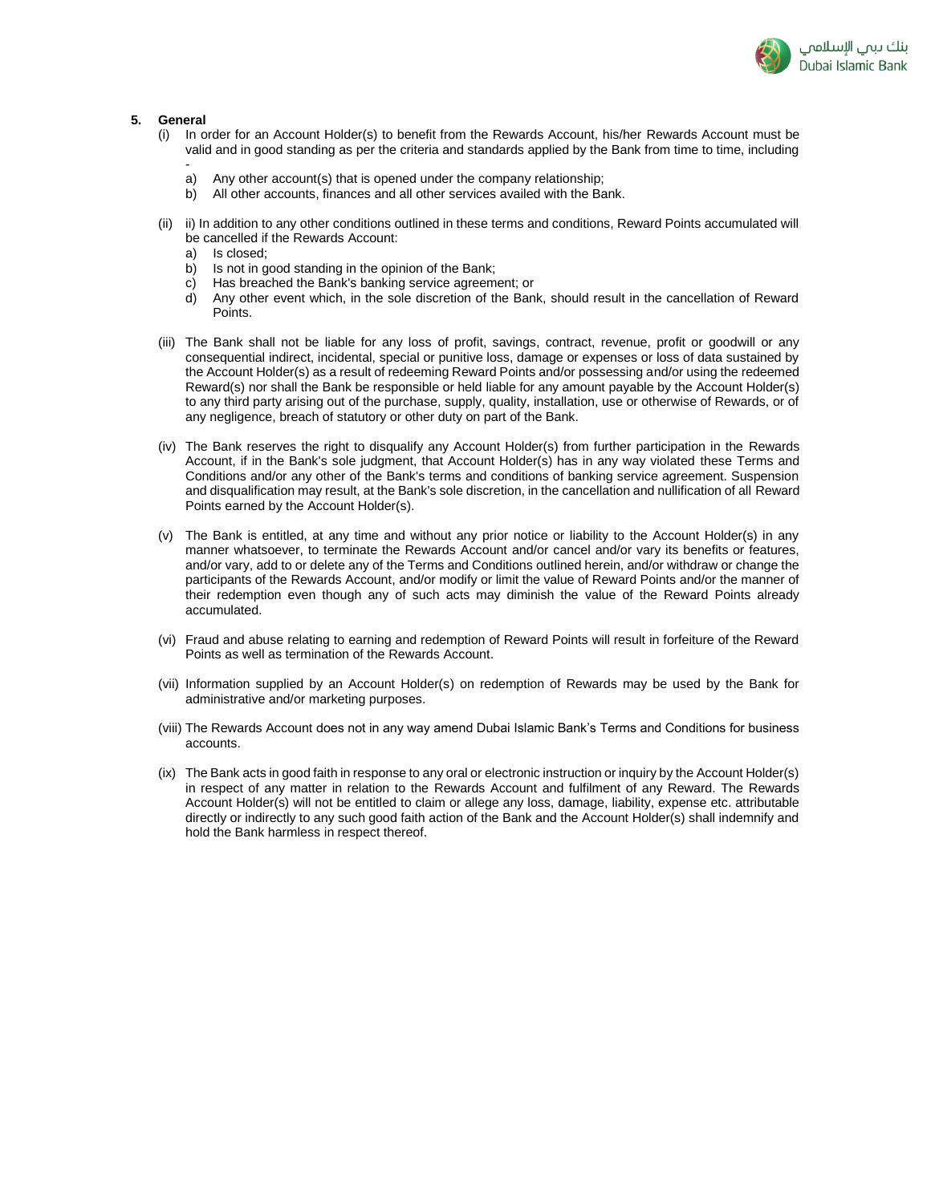**5. General**

(i) In order for an Account Holder(s) to benefit from the Rewards Account, his/her Rewards Account must be valid and in good standing as per the criteria and standards applied by the Bank from time to time, including -

a) Any other account(s) that is opened under the company relationship;
b) All other accounts, finances and all other services availed with the Bank.

(ii) ii) In addition to any other conditions outlined in these terms and conditions, Reward Points accumulated will be cancelled if the Rewards Account:

a) Is closed;
b) Is not in good standing in the opinion of the Bank;
c) Has breached the Bank's banking service agreement; or
d) Any other event which, in the sole discretion of the Bank, should result in the cancellation of Reward Points.

(iii) The Bank shall not be liable for any loss of profit, savings, contract, revenue, profit or goodwill or any consequential indirect, incidental, special or punitive loss, damage or expenses or loss of data sustained by the Account Holder(s) as a result of redeeming Reward Points and/or possessing and/or using the redeemed Reward(s) nor shall the Bank be responsible or held liable for any amount payable by the Account Holder(s) to any third party arising out of the purchase, supply, quality, installation, use or otherwise of Rewards, or of any negligence, breach of statutory or other duty on part of the Bank.

(iv) The Bank reserves the right to disqualify any Account Holder(s) from further participation in the Rewards Account, if in the Bank's sole judgment, that Account Holder(s) has in any way violated these Terms and Conditions and/or any other of the Bank's terms and conditions of banking service agreement. Suspension and disqualification may result, at the Bank's sole discretion, in the cancellation and nullification of all Reward Points earned by the Account Holder(s).

(v) The Bank is entitled, at any time and without any prior notice or liability to the Account Holder(s) in any manner whatsoever, to terminate the Rewards Account and/or cancel and/or vary its benefits or features, and/or vary, add to or delete any of the Terms and Conditions outlined herein, and/or withdraw or change the participants of the Rewards Account, and/or modify or limit the value of Reward Points and/or the manner of their redemption even though any of such acts may diminish the value of the Reward Points already accumulated.

(vi) Fraud and abuse relating to earning and redemption of Reward Points will result in forfeiture of the Reward Points as well as termination of the Rewards Account.

(vii) Information supplied by an Account Holder(s) on redemption of Rewards may be used by the Bank for administrative and/or marketing purposes.

(viii) The Rewards Account does not in any way amend Dubai Islamic Bank's Terms and Conditions for business accounts.

(ix) The Bank acts in good faith in response to any oral or electronic instruction or inquiry by the Account Holder(s) in respect of any matter in relation to the Rewards Account and fulfilment of any Reward. The Rewards Account Holder(s) will not be entitled to claim or allege any loss, damage, liability, expense etc. attributable directly or indirectly to any such good faith action of the Bank and the Account Holder(s) shall indemnify and hold the Bank harmless in respect thereof.